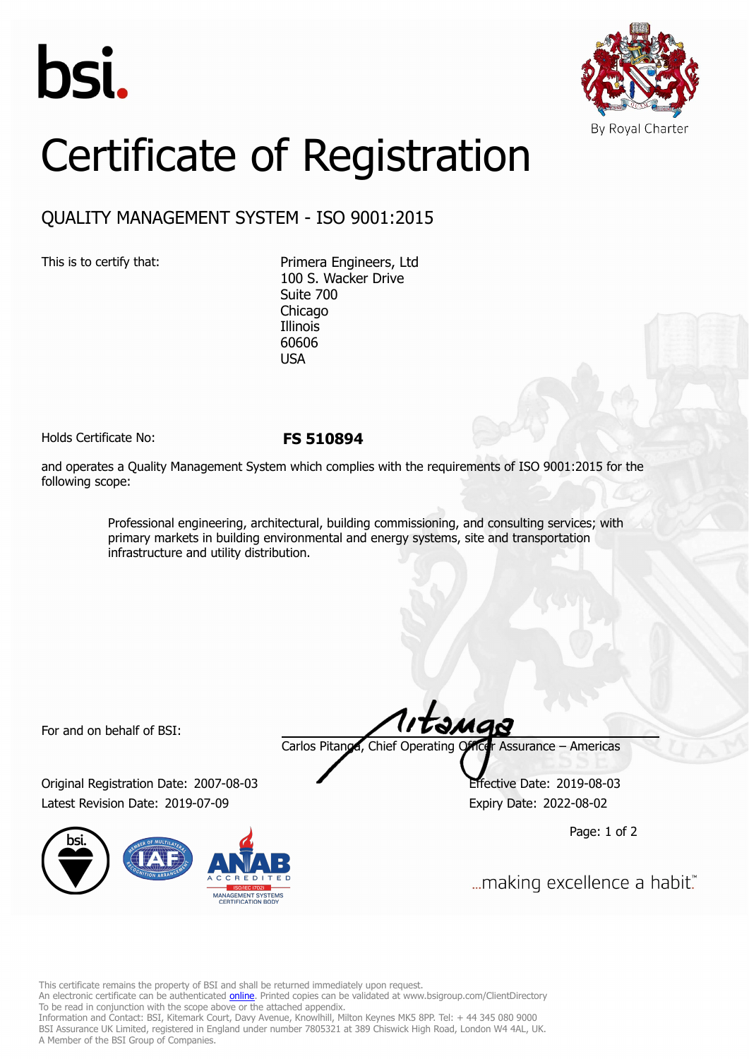bsi.

By Royal Charter

# Certificate of Registration

## QUALITY MANAGEMENT SYSTEM - ISO 9001:2015

This is to certify that:

Primera Engineers, Ltd
100 S. Wacker Drive
Suite 700
Chicago
Illinois
60606
USA

Holds Certificate No: **FS 510894**

and operates a Quality Management System which complies with the requirements of ISO 9001:2015 for the following scope:

> Professional engineering, architectural, building commissioning, and consulting services; with primary markets in building environmental and energy systems, site and transportation infrastructure and utility distribution.

For and on behalf of BSI:

Carlos Pitanga, Chief Operating Officer Assurance – Americas

Original Registration Date: 2007-08-03
Latest Revision Date: 2019-07-09

Effective Date: 2019-08-03
Expiry Date: 2022-08-02

...making excellence a habit.™

This certificate remains the property of BSI and shall be returned immediately upon request.
An electronic certificate can be authenticated online. Printed copies can be validated at www.bsigroup.com/ClientDirectory
To be read in conjunction with the scope above or the attached appendix.
Information and Contact: BSI, Kitemark Court, Davy Avenue, Knowlhill, Milton Keynes MK5 8PP. Tel: + 44 345 080 9000
BSI Assurance UK Limited, registered in England under number 7805321 at 389 Chiswick High Road, London W4 4AL, UK.
A Member of the BSI Group of Companies.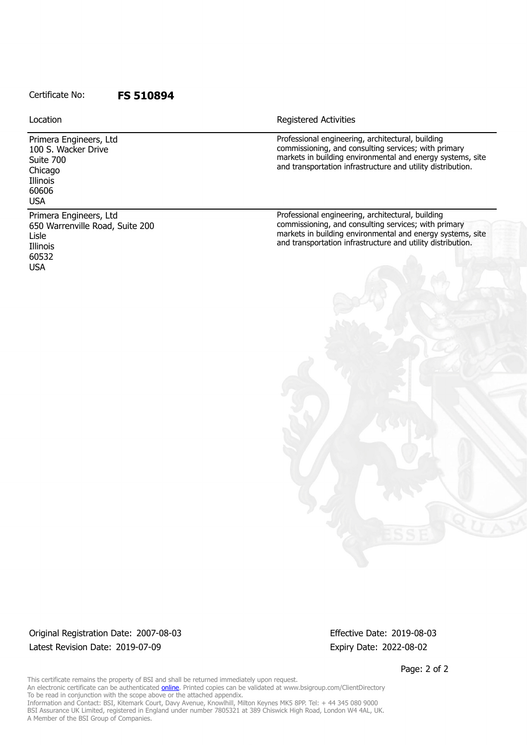Certificate No: **FS 510894**

| Location | Registered Activities |
|---|---|
| Primera Engineers, Ltd<br>100 S. Wacker Drive<br>Suite 700<br>Chicago<br>Illinois<br>60606<br>USA | Professional engineering, architectural, building commissioning, and consulting services; with primary markets in building environmental and energy systems, site and transportation infrastructure and utility distribution. |
| Primera Engineers, Ltd<br>650 Warrenville Road, Suite 200<br>Lisle<br>Illinois<br>60532<br>USA | Professional engineering, architectural, building commissioning, and consulting services; with primary markets in building environmental and energy systems, site and transportation infrastructure and utility distribution. |

Original Registration Date: 2007-08-03

Latest Revision Date: 2019-07-09

Effective Date: 2019-08-03

Expiry Date: 2022-08-02

This certificate remains the property of BSI and shall be returned immediately upon request.
An electronic certificate can be authenticated online. Printed copies can be validated at www.bsigroup.com/ClientDirectory
To be read in conjunction with the scope above or the attached appendix.
Information and Contact: BSI, Kitemark Court, Davy Avenue, Knowlhill, Milton Keynes MK5 8PP. Tel: + 44 345 080 9000
BSI Assurance UK Limited, registered in England under number 7805321 at 389 Chiswick High Road, London W4 4AL, UK.
A Member of the BSI Group of Companies.